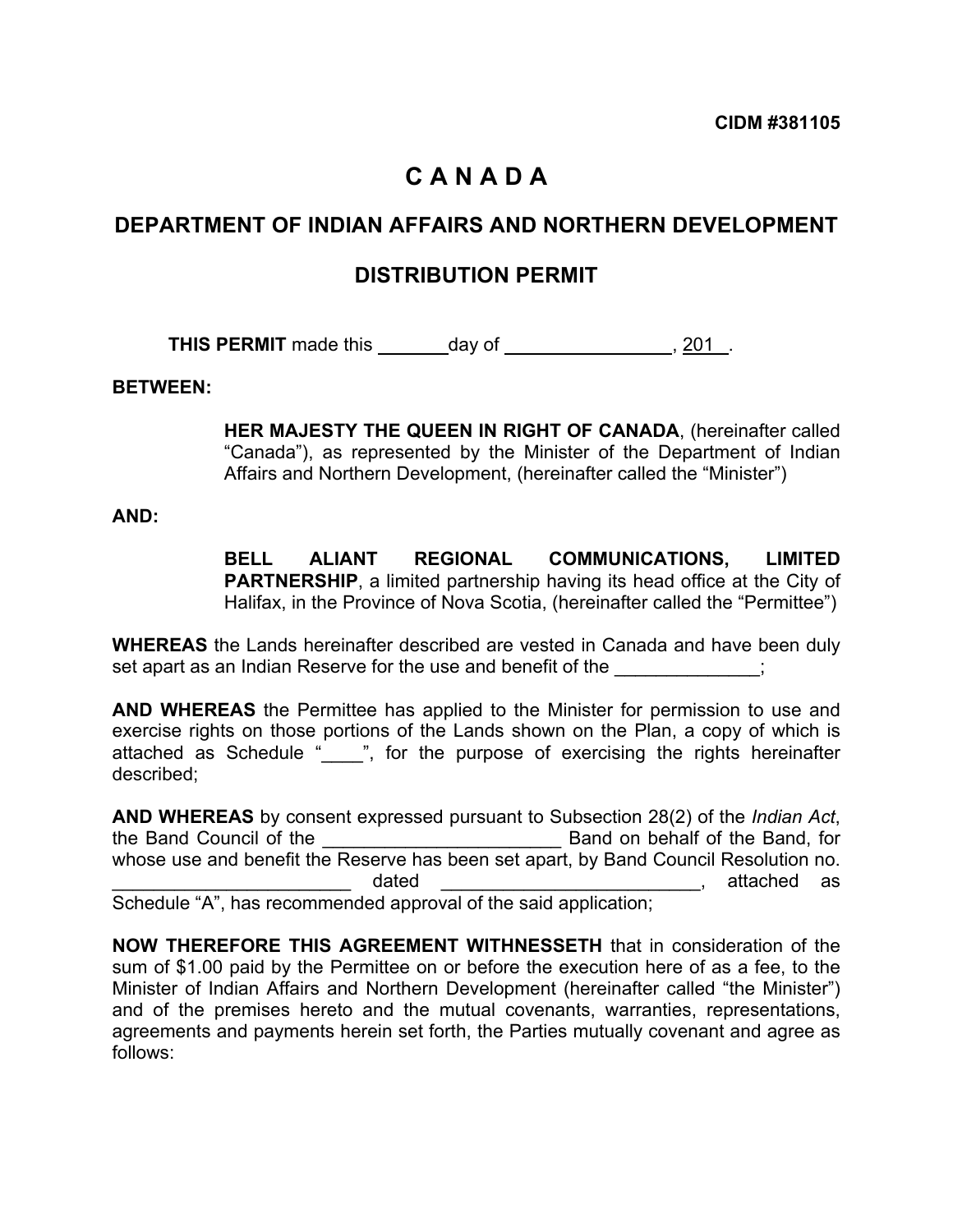CIDM #381105

# C A N A D A

## DEPARTMENT OF INDIAN AFFAIRS AND NORTHERN DEVELOPMENT

## DISTRIBUTION PERMIT

**THIS PERMIT** made this _______day of ________________, 201__.

**BETWEEN:**

**HER MAJESTY THE QUEEN IN RIGHT OF CANADA**, (hereinafter called "Canada"), as represented by the Minister of the Department of Indian Affairs and Northern Development, (hereinafter called the "Minister")

**AND:**

**BELL ALIANT REGIONAL COMMUNICATIONS, LIMITED PARTNERSHIP**, a limited partnership having its head office at the City of Halifax, in the Province of Nova Scotia, (hereinafter called the "Permittee")

**WHEREAS** the Lands hereinafter described are vested in Canada and have been duly set apart as an Indian Reserve for the use and benefit of the ______________;

**AND WHEREAS** the Permittee has applied to the Minister for permission to use and exercise rights on those portions of the Lands shown on the Plan, a copy of which is attached as Schedule "____", for the purpose of exercising the rights hereinafter described;

**AND WHEREAS** by consent expressed pursuant to Subsection 28(2) of the *Indian Act*, the Band Council of the _______________________ Band on behalf of the Band, for whose use and benefit the Reserve has been set apart, by Band Council Resolution no. _______________________ dated _________________________, attached as Schedule "A", has recommended approval of the said application;

**NOW THEREFORE THIS AGREEMENT WITHNESSETH** that in consideration of the sum of $1.00 paid by the Permittee on or before the execution here of as a fee, to the Minister of Indian Affairs and Northern Development (hereinafter called "the Minister") and of the premises hereto and the mutual covenants, warranties, representations, agreements and payments herein set forth, the Parties mutually covenant and agree as follows: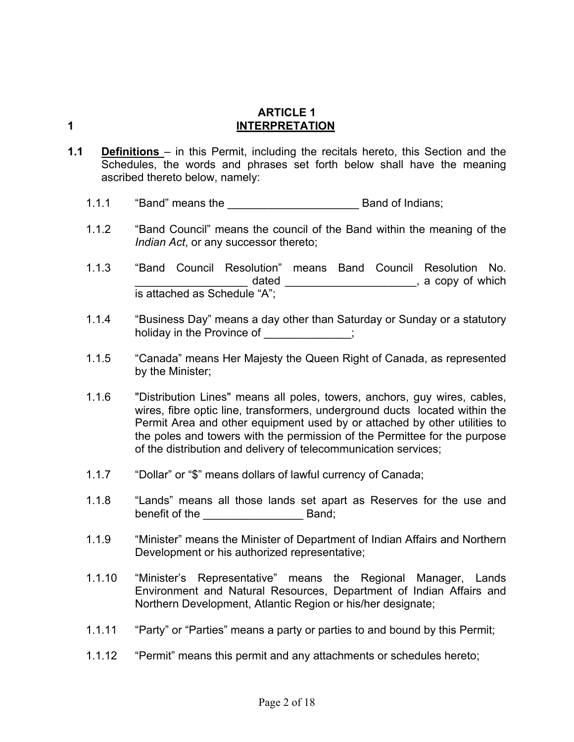# ARTICLE 1
# 1 INTERPRETATION

**1.1** **Definitions** – in this Permit, including the recitals hereto, this Section and the Schedules, the words and phrases set forth below shall have the meaning ascribed thereto below, namely:

1.1.1 "Band" means the _____________________ Band of Indians;

1.1.2 "Band Council" means the council of the Band within the meaning of the *Indian Act*, or any successor thereto;

1.1.3 "Band Council Resolution" means Band Council Resolution No. __________________ dated _____________________, a copy of which is attached as Schedule "A";

1.1.4 "Business Day" means a day other than Saturday or Sunday or a statutory holiday in the Province of ______________;

1.1.5 "Canada" means Her Majesty the Queen Right of Canada, as represented by the Minister;

1.1.6 "Distribution Lines" means all poles, towers, anchors, guy wires, cables, wires, fibre optic line, transformers, underground ducts located within the Permit Area and other equipment used by or attached by other utilities to the poles and towers with the permission of the Permittee for the purpose of the distribution and delivery of telecommunication services;

1.1.7 "Dollar" or "$" means dollars of lawful currency of Canada;

1.1.8 "Lands" means all those lands set apart as Reserves for the use and benefit of the ________________ Band;

1.1.9 "Minister" means the Minister of Department of Indian Affairs and Northern Development or his authorized representative;

1.1.10 "Minister's Representative" means the Regional Manager, Lands Environment and Natural Resources, Department of Indian Affairs and Northern Development, Atlantic Region or his/her designate;

1.1.11 "Party" or "Parties" means a party or parties to and bound by this Permit;

1.1.12 "Permit" means this permit and any attachments or schedules hereto;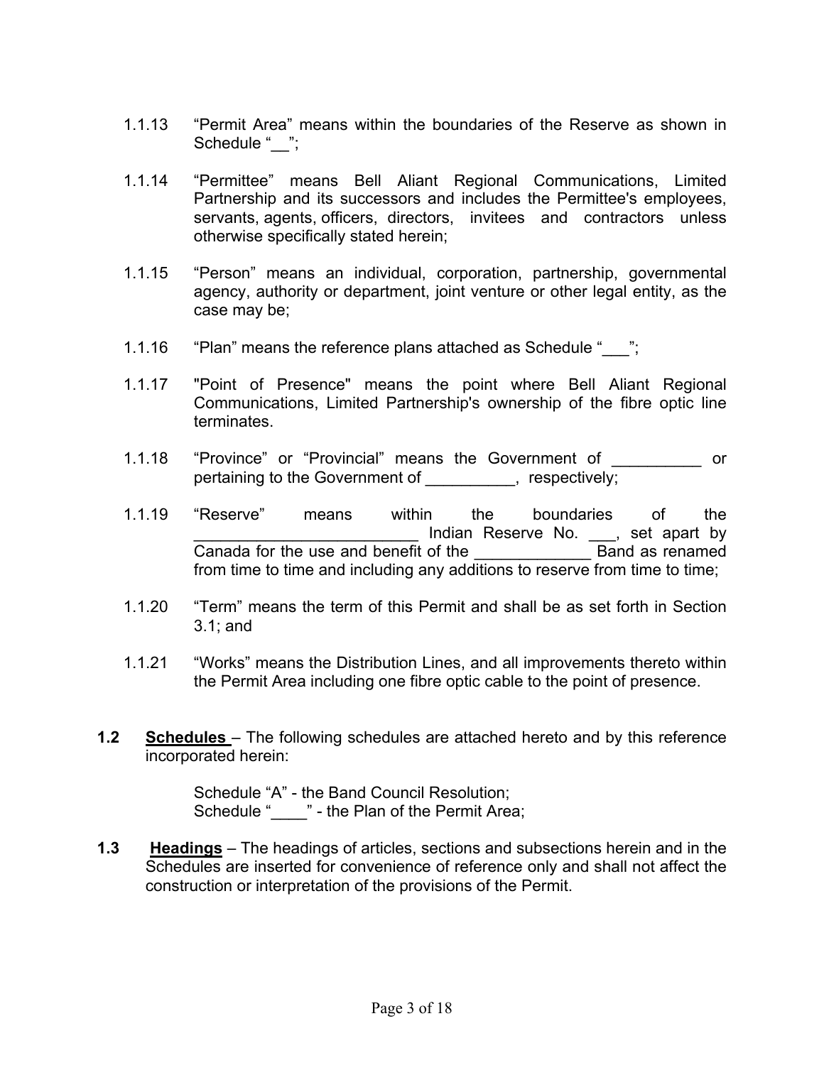1.1.13 "Permit Area" means within the boundaries of the Reserve as shown in Schedule "__";

1.1.14 "Permittee" means Bell Aliant Regional Communications, Limited Partnership and its successors and includes the Permittee's employees, servants, agents, officers, directors, invitees and contractors unless otherwise specifically stated herein;

1.1.15 "Person" means an individual, corporation, partnership, governmental agency, authority or department, joint venture or other legal entity, as the case may be;

1.1.16 "Plan" means the reference plans attached as Schedule "___";

1.1.17 "Point of Presence" means the point where Bell Aliant Regional Communications, Limited Partnership's ownership of the fibre optic line terminates.

1.1.18 "Province" or "Provincial" means the Government of __________ or pertaining to the Government of __________, respectively;

1.1.19 "Reserve" means within the boundaries of the _________________________ Indian Reserve No. ___, set apart by Canada for the use and benefit of the _____________ Band as renamed from time to time and including any additions to reserve from time to time;

1.1.20 "Term" means the term of this Permit and shall be as set forth in Section 3.1; and

1.1.21 "Works" means the Distribution Lines, and all improvements thereto within the Permit Area including one fibre optic cable to the point of presence.

**1.2** **Schedules** – The following schedules are attached hereto and by this reference incorporated herein:

Schedule "A" - the Band Council Resolution;
Schedule "____" - the Plan of the Permit Area;

**1.3** **Headings** – The headings of articles, sections and subsections herein and in the Schedules are inserted for convenience of reference only and shall not affect the construction or interpretation of the provisions of the Permit.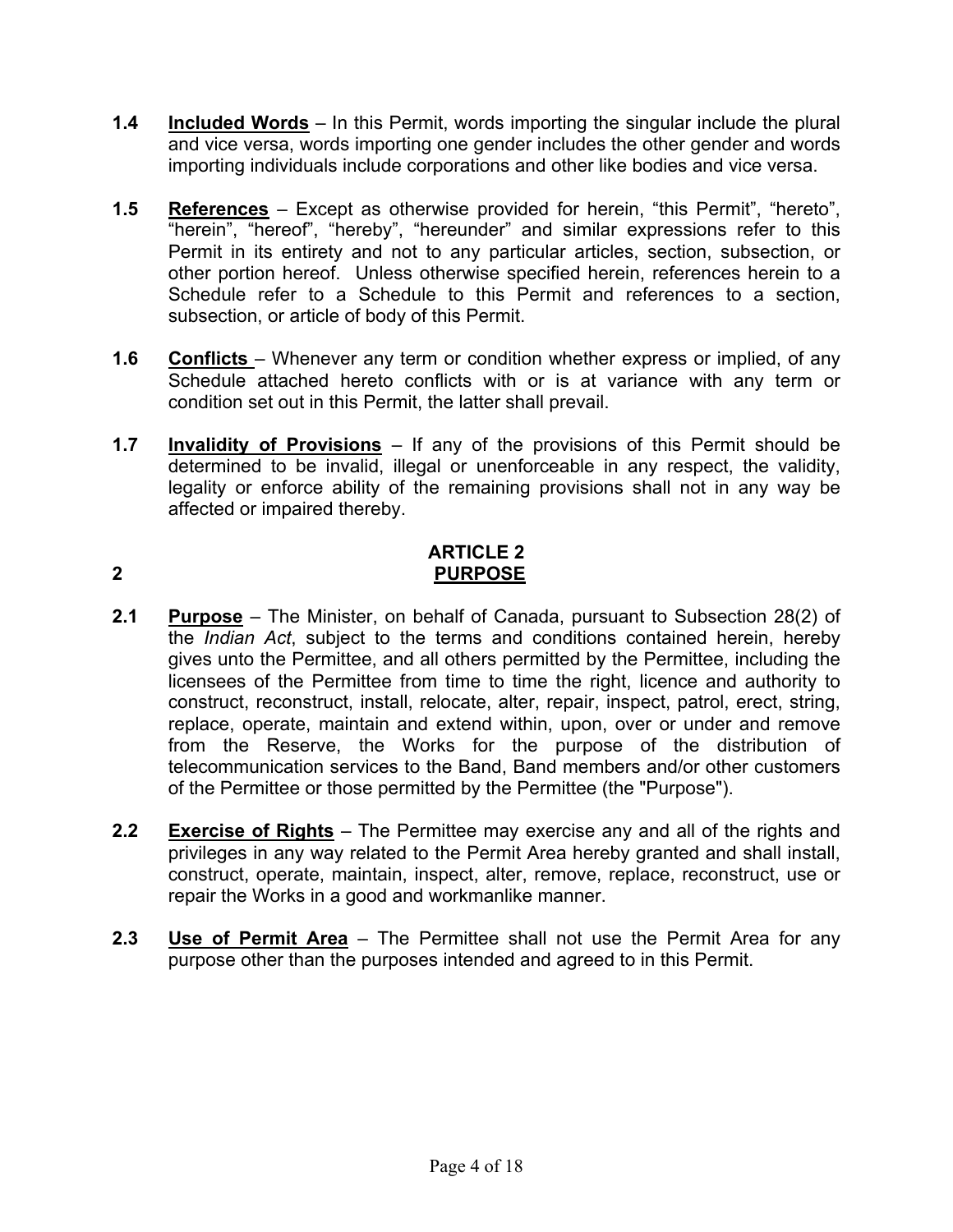**1.4** **Included Words** – In this Permit, words importing the singular include the plural and vice versa, words importing one gender includes the other gender and words importing individuals include corporations and other like bodies and vice versa.

**1.5** **References** – Except as otherwise provided for herein, “this Permit”, “hereto”, “herein”, “hereof”, “hereby”, “hereunder” and similar expressions refer to this Permit in its entirety and not to any particular articles, section, subsection, or other portion hereof. Unless otherwise specified herein, references herein to a Schedule refer to a Schedule to this Permit and references to a section, subsection, or article of body of this Permit.

**1.6** **Conflicts** – Whenever any term or condition whether express or implied, of any Schedule attached hereto conflicts with or is at variance with any term or condition set out in this Permit, the latter shall prevail.

**1.7** **Invalidity of Provisions** – If any of the provisions of this Permit should be determined to be invalid, illegal or unenforceable in any respect, the validity, legality or enforce ability of the remaining provisions shall not in any way be affected or impaired thereby.

## ARTICLE 2
## 2 PURPOSE

**2.1** **Purpose** – The Minister, on behalf of Canada, pursuant to Subsection 28(2) of the *Indian Act*, subject to the terms and conditions contained herein, hereby gives unto the Permittee, and all others permitted by the Permittee, including the licensees of the Permittee from time to time the right, licence and authority to construct, reconstruct, install, relocate, alter, repair, inspect, patrol, erect, string, replace, operate, maintain and extend within, upon, over or under and remove from the Reserve, the Works for the purpose of the distribution of telecommunication services to the Band, Band members and/or other customers of the Permittee or those permitted by the Permittee (the "Purpose").

**2.2** **Exercise of Rights** – The Permittee may exercise any and all of the rights and privileges in any way related to the Permit Area hereby granted and shall install, construct, operate, maintain, inspect, alter, remove, replace, reconstruct, use or repair the Works in a good and workmanlike manner.

**2.3** **Use of Permit Area** – The Permittee shall not use the Permit Area for any purpose other than the purposes intended and agreed to in this Permit.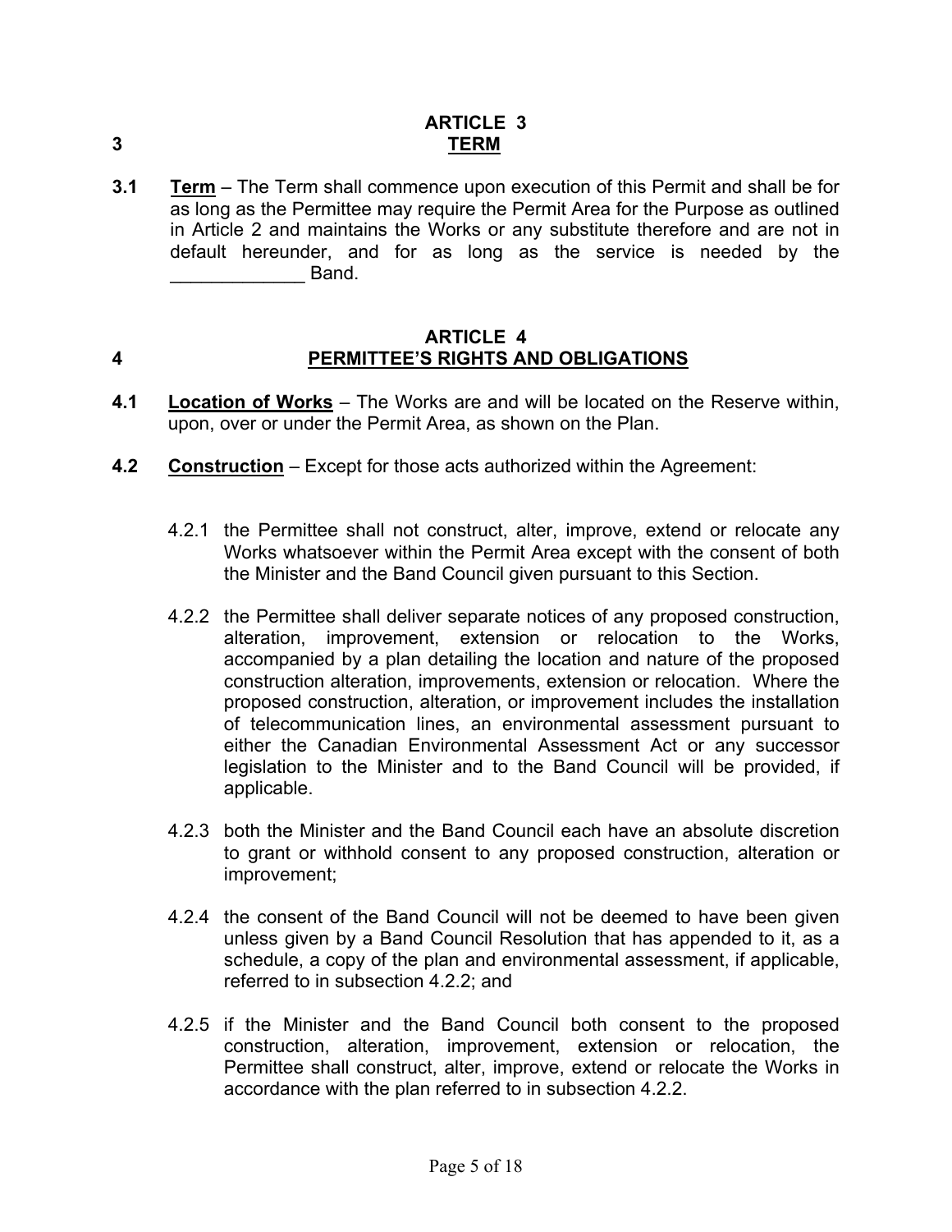## ARTICLE 3
## 3 TERM

**3.1** **Term** – The Term shall commence upon execution of this Permit and shall be for as long as the Permittee may require the Permit Area for the Purpose as outlined in Article 2 and maintains the Works or any substitute therefore and are not in default hereunder, and for as long as the service is needed by the _____________ Band.

## ARTICLE 4
## 4 PERMITTEE'S RIGHTS AND OBLIGATIONS

**4.1** **Location of Works** – The Works are and will be located on the Reserve within, upon, over or under the Permit Area, as shown on the Plan.

**4.2** **Construction** – Except for those acts authorized within the Agreement:

4.2.1 the Permittee shall not construct, alter, improve, extend or relocate any Works whatsoever within the Permit Area except with the consent of both the Minister and the Band Council given pursuant to this Section.

4.2.2 the Permittee shall deliver separate notices of any proposed construction, alteration, improvement, extension or relocation to the Works, accompanied by a plan detailing the location and nature of the proposed construction alteration, improvements, extension or relocation. Where the proposed construction, alteration, or improvement includes the installation of telecommunication lines, an environmental assessment pursuant to either the Canadian Environmental Assessment Act or any successor legislation to the Minister and to the Band Council will be provided, if applicable.

4.2.3 both the Minister and the Band Council each have an absolute discretion to grant or withhold consent to any proposed construction, alteration or improvement;

4.2.4 the consent of the Band Council will not be deemed to have been given unless given by a Band Council Resolution that has appended to it, as a schedule, a copy of the plan and environmental assessment, if applicable, referred to in subsection 4.2.2; and

4.2.5 if the Minister and the Band Council both consent to the proposed construction, alteration, improvement, extension or relocation, the Permittee shall construct, alter, improve, extend or relocate the Works in accordance with the plan referred to in subsection 4.2.2.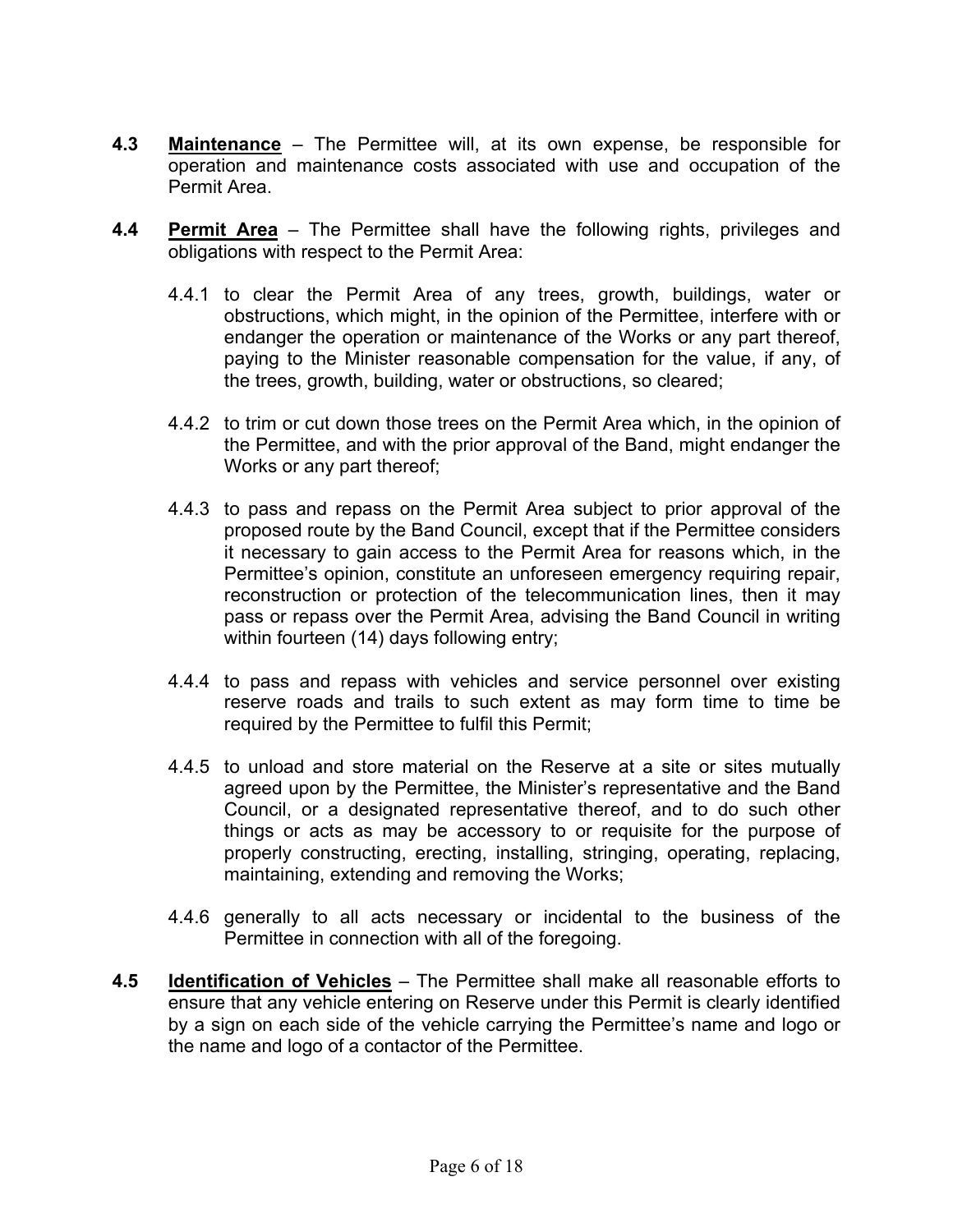**4.3** **Maintenance** – The Permittee will, at its own expense, be responsible for operation and maintenance costs associated with use and occupation of the Permit Area.

**4.4** **Permit Area** – The Permittee shall have the following rights, privileges and obligations with respect to the Permit Area:

4.4.1 to clear the Permit Area of any trees, growth, buildings, water or obstructions, which might, in the opinion of the Permittee, interfere with or endanger the operation or maintenance of the Works or any part thereof, paying to the Minister reasonable compensation for the value, if any, of the trees, growth, building, water or obstructions, so cleared;

4.4.2 to trim or cut down those trees on the Permit Area which, in the opinion of the Permittee, and with the prior approval of the Band, might endanger the Works or any part thereof;

4.4.3 to pass and repass on the Permit Area subject to prior approval of the proposed route by the Band Council, except that if the Permittee considers it necessary to gain access to the Permit Area for reasons which, in the Permittee's opinion, constitute an unforeseen emergency requiring repair, reconstruction or protection of the telecommunication lines, then it may pass or repass over the Permit Area, advising the Band Council in writing within fourteen (14) days following entry;

4.4.4 to pass and repass with vehicles and service personnel over existing reserve roads and trails to such extent as may form time to time be required by the Permittee to fulfil this Permit;

4.4.5 to unload and store material on the Reserve at a site or sites mutually agreed upon by the Permittee, the Minister's representative and the Band Council, or a designated representative thereof, and to do such other things or acts as may be accessory to or requisite for the purpose of properly constructing, erecting, installing, stringing, operating, replacing, maintaining, extending and removing the Works;

4.4.6 generally to all acts necessary or incidental to the business of the Permittee in connection with all of the foregoing.

**4.5** **Identification of Vehicles** – The Permittee shall make all reasonable efforts to ensure that any vehicle entering on Reserve under this Permit is clearly identified by a sign on each side of the vehicle carrying the Permittee's name and logo or the name and logo of a contactor of the Permittee.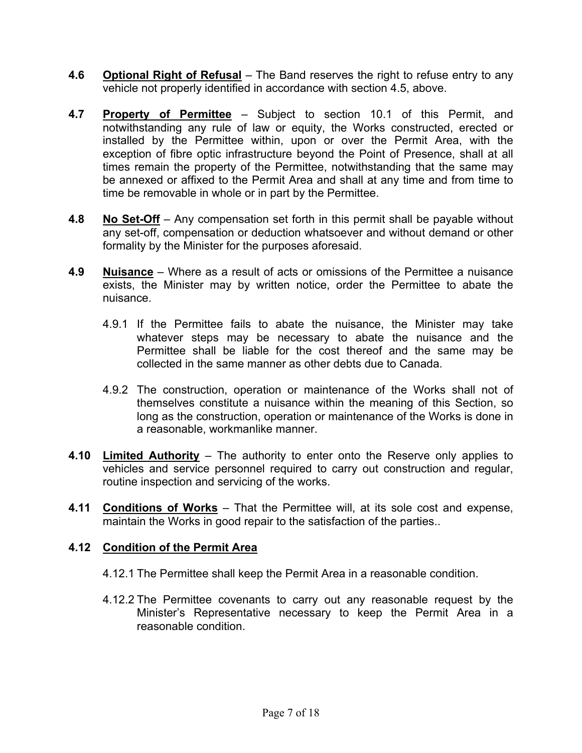**4.6** **<u>Optional Right of Refusal</u>** – The Band reserves the right to refuse entry to any vehicle not properly identified in accordance with section 4.5, above.

**4.7** **<u>Property of Permittee</u>** – Subject to section 10.1 of this Permit, and notwithstanding any rule of law or equity, the Works constructed, erected or installed by the Permittee within, upon or over the Permit Area, with the exception of fibre optic infrastructure beyond the Point of Presence, shall at all times remain the property of the Permittee, notwithstanding that the same may be annexed or affixed to the Permit Area and shall at any time and from time to time be removable in whole or in part by the Permittee.

**4.8** **<u>No Set-Off</u>** – Any compensation set forth in this permit shall be payable without any set-off, compensation or deduction whatsoever and without demand or other formality by the Minister for the purposes aforesaid.

**4.9** **<u>Nuisance</u>** – Where as a result of acts or omissions of the Permittee a nuisance exists, the Minister may by written notice, order the Permittee to abate the nuisance.

4.9.1 If the Permittee fails to abate the nuisance, the Minister may take whatever steps may be necessary to abate the nuisance and the Permittee shall be liable for the cost thereof and the same may be collected in the same manner as other debts due to Canada.

4.9.2 The construction, operation or maintenance of the Works shall not of themselves constitute a nuisance within the meaning of this Section, so long as the construction, operation or maintenance of the Works is done in a reasonable, workmanlike manner.

**4.10** **<u>Limited Authority</u>** – The authority to enter onto the Reserve only applies to vehicles and service personnel required to carry out construction and regular, routine inspection and servicing of the works.

**4.11** **<u>Conditions of Works</u>** – That the Permittee will, at its sole cost and expense, maintain the Works in good repair to the satisfaction of the parties..

**4.12** **<u>Condition of the Permit Area</u>**

4.12.1 The Permittee shall keep the Permit Area in a reasonable condition.

4.12.2 The Permittee covenants to carry out any reasonable request by the Minister's Representative necessary to keep the Permit Area in a reasonable condition.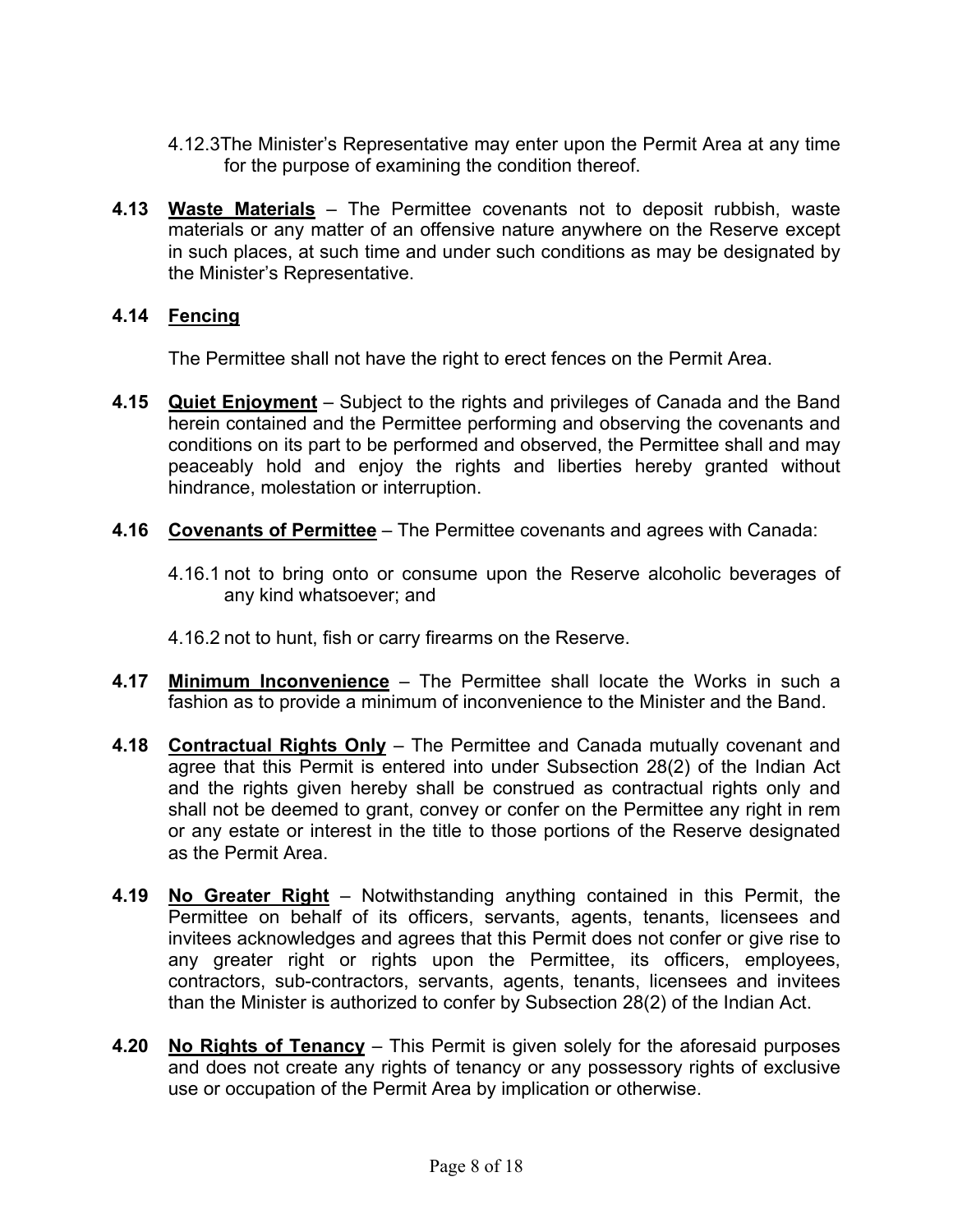4.12.3 The Minister's Representative may enter upon the Permit Area at any time for the purpose of examining the condition thereof.

**4.13** **Waste Materials** – The Permittee covenants not to deposit rubbish, waste materials or any matter of an offensive nature anywhere on the Reserve except in such places, at such time and under such conditions as may be designated by the Minister's Representative.

**4.14** **Fencing**

The Permittee shall not have the right to erect fences on the Permit Area.

**4.15** **Quiet Enjoyment** – Subject to the rights and privileges of Canada and the Band herein contained and the Permittee performing and observing the covenants and conditions on its part to be performed and observed, the Permittee shall and may peaceably hold and enjoy the rights and liberties hereby granted without hindrance, molestation or interruption.

**4.16** **Covenants of Permittee** – The Permittee covenants and agrees with Canada:

4.16.1 not to bring onto or consume upon the Reserve alcoholic beverages of any kind whatsoever; and

4.16.2 not to hunt, fish or carry firearms on the Reserve.

**4.17** **Minimum Inconvenience** – The Permittee shall locate the Works in such a fashion as to provide a minimum of inconvenience to the Minister and the Band.

**4.18** **Contractual Rights Only** – The Permittee and Canada mutually covenant and agree that this Permit is entered into under Subsection 28(2) of the Indian Act and the rights given hereby shall be construed as contractual rights only and shall not be deemed to grant, convey or confer on the Permittee any right in rem or any estate or interest in the title to those portions of the Reserve designated as the Permit Area.

**4.19** **No Greater Right** – Notwithstanding anything contained in this Permit, the Permittee on behalf of its officers, servants, agents, tenants, licensees and invitees acknowledges and agrees that this Permit does not confer or give rise to any greater right or rights upon the Permittee, its officers, employees, contractors, sub-contractors, servants, agents, tenants, licensees and invitees than the Minister is authorized to confer by Subsection 28(2) of the Indian Act.

**4.20** **No Rights of Tenancy** – This Permit is given solely for the aforesaid purposes and does not create any rights of tenancy or any possessory rights of exclusive use or occupation of the Permit Area by implication or otherwise.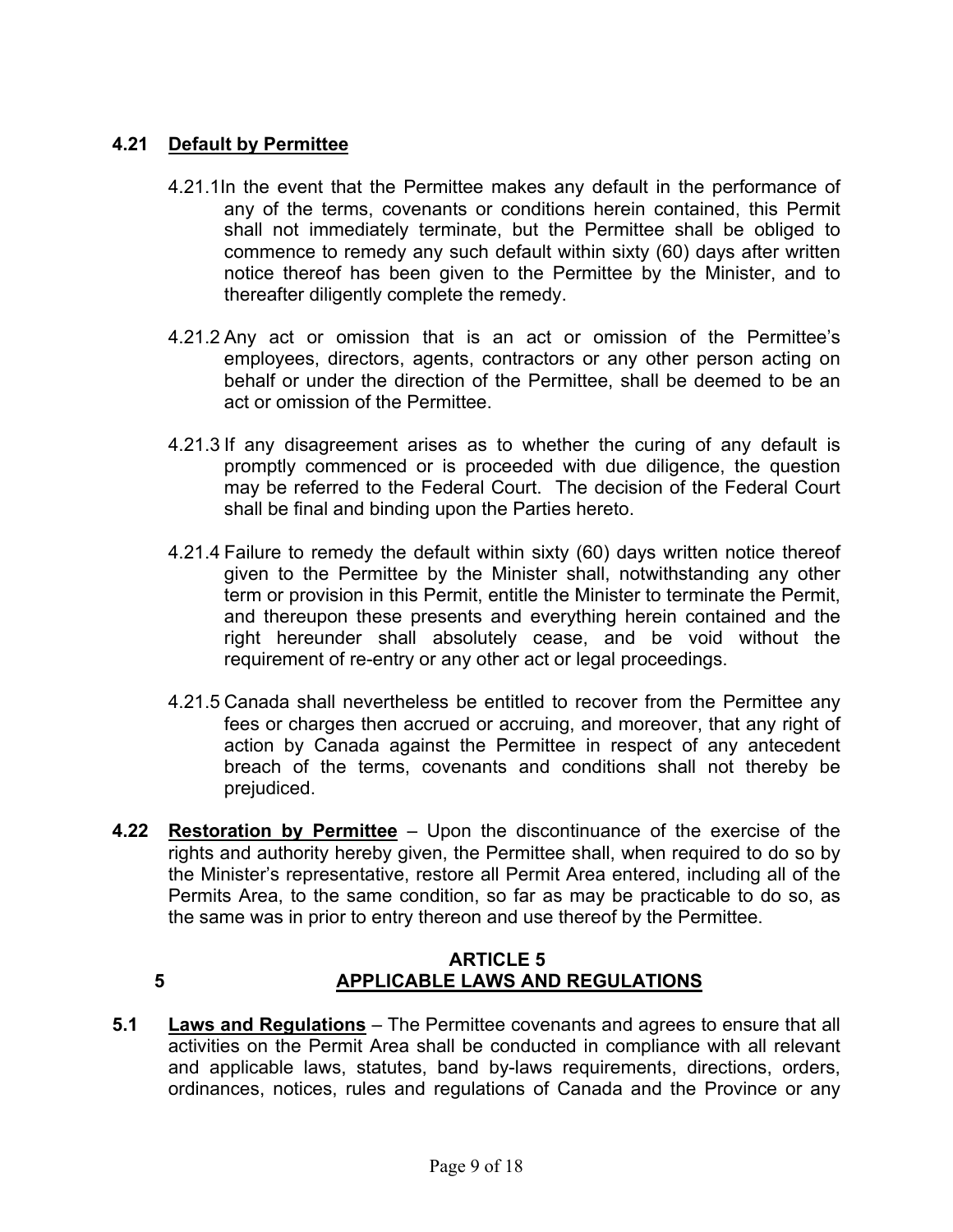**4.21 Default by Permittee**

4.21.1 In the event that the Permittee makes any default in the performance of any of the terms, covenants or conditions herein contained, this Permit shall not immediately terminate, but the Permittee shall be obliged to commence to remedy any such default within sixty (60) days after written notice thereof has been given to the Permittee by the Minister, and to thereafter diligently complete the remedy.

4.21.2 Any act or omission that is an act or omission of the Permittee's employees, directors, agents, contractors or any other person acting on behalf or under the direction of the Permittee, shall be deemed to be an act or omission of the Permittee.

4.21.3 If any disagreement arises as to whether the curing of any default is promptly commenced or is proceeded with due diligence, the question may be referred to the Federal Court. The decision of the Federal Court shall be final and binding upon the Parties hereto.

4.21.4 Failure to remedy the default within sixty (60) days written notice thereof given to the Permittee by the Minister shall, notwithstanding any other term or provision in this Permit, entitle the Minister to terminate the Permit, and thereupon these presents and everything herein contained and the right hereunder shall absolutely cease, and be void without the requirement of re-entry or any other act or legal proceedings.

4.21.5 Canada shall nevertheless be entitled to recover from the Permittee any fees or charges then accrued or accruing, and moreover, that any right of action by Canada against the Permittee in respect of any antecedent breach of the terms, covenants and conditions shall not thereby be prejudiced.

**4.22 Restoration by Permittee** – Upon the discontinuance of the exercise of the rights and authority hereby given, the Permittee shall, when required to do so by the Minister's representative, restore all Permit Area entered, including all of the Permits Area, to the same condition, so far as may be practicable to do so, as the same was in prior to entry thereon and use thereof by the Permittee.

## ARTICLE 5
## 5 APPLICABLE LAWS AND REGULATIONS

**5.1 Laws and Regulations** – The Permittee covenants and agrees to ensure that all activities on the Permit Area shall be conducted in compliance with all relevant and applicable laws, statutes, band by-laws requirements, directions, orders, ordinances, notices, rules and regulations of Canada and the Province or any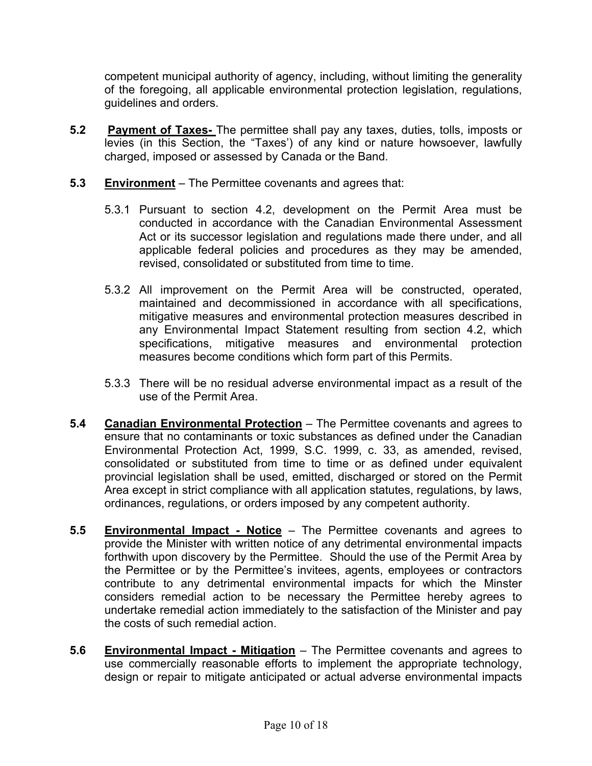competent municipal authority of agency, including, without limiting the generality of the foregoing, all applicable environmental protection legislation, regulations, guidelines and orders.

**5.2** **Payment of Taxes-** The permittee shall pay any taxes, duties, tolls, imposts or levies (in this Section, the "Taxes') of any kind or nature howsoever, lawfully charged, imposed or assessed by Canada or the Band.

**5.3** **Environment** – The Permittee covenants and agrees that:

5.3.1 Pursuant to section 4.2, development on the Permit Area must be conducted in accordance with the Canadian Environmental Assessment Act or its successor legislation and regulations made there under, and all applicable federal policies and procedures as they may be amended, revised, consolidated or substituted from time to time.

5.3.2 All improvement on the Permit Area will be constructed, operated, maintained and decommissioned in accordance with all specifications, mitigative measures and environmental protection measures described in any Environmental Impact Statement resulting from section 4.2, which specifications, mitigative measures and environmental protection measures become conditions which form part of this Permits.

5.3.3 There will be no residual adverse environmental impact as a result of the use of the Permit Area.

**5.4** **Canadian Environmental Protection** – The Permittee covenants and agrees to ensure that no contaminants or toxic substances as defined under the Canadian Environmental Protection Act, 1999, S.C. 1999, c. 33, as amended, revised, consolidated or substituted from time to time or as defined under equivalent provincial legislation shall be used, emitted, discharged or stored on the Permit Area except in strict compliance with all application statutes, regulations, by laws, ordinances, regulations, or orders imposed by any competent authority.

**5.5** **Environmental Impact - Notice** – The Permittee covenants and agrees to provide the Minister with written notice of any detrimental environmental impacts forthwith upon discovery by the Permittee. Should the use of the Permit Area by the Permittee or by the Permittee's invitees, agents, employees or contractors contribute to any detrimental environmental impacts for which the Minster considers remedial action to be necessary the Permittee hereby agrees to undertake remedial action immediately to the satisfaction of the Minister and pay the costs of such remedial action.

**5.6** **Environmental Impact - Mitigation** – The Permittee covenants and agrees to use commercially reasonable efforts to implement the appropriate technology, design or repair to mitigate anticipated or actual adverse environmental impacts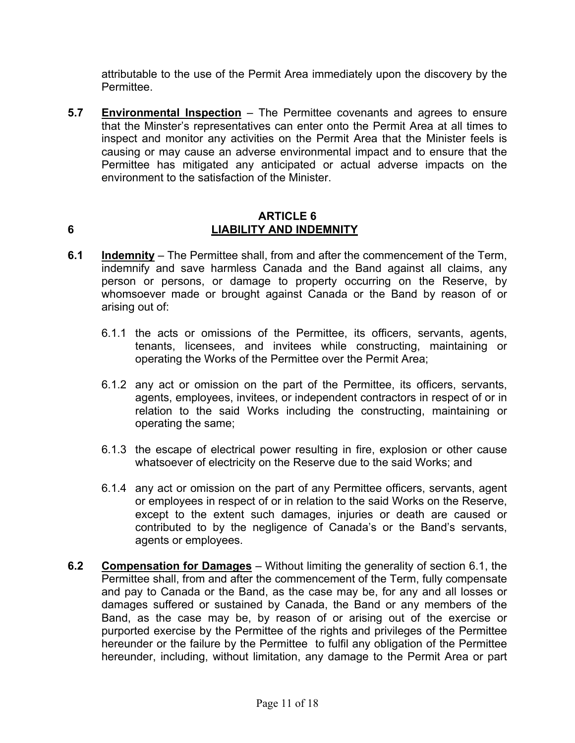attributable to the use of the Permit Area immediately upon the discovery by the Permittee.

**5.7** **Environmental Inspection** – The Permittee covenants and agrees to ensure that the Minster's representatives can enter onto the Permit Area at all times to inspect and monitor any activities on the Permit Area that the Minister feels is causing or may cause an adverse environmental impact and to ensure that the Permittee has mitigated any anticipated or actual adverse impacts on the environment to the satisfaction of the Minister.

## ARTICLE 6
## 6 LIABILITY AND INDEMNITY

**6.1** **Indemnity** – The Permittee shall, from and after the commencement of the Term, indemnify and save harmless Canada and the Band against all claims, any person or persons, or damage to property occurring on the Reserve, by whomsoever made or brought against Canada or the Band by reason of or arising out of:

6.1.1 the acts or omissions of the Permittee, its officers, servants, agents, tenants, licensees, and invitees while constructing, maintaining or operating the Works of the Permittee over the Permit Area;

6.1.2 any act or omission on the part of the Permittee, its officers, servants, agents, employees, invitees, or independent contractors in respect of or in relation to the said Works including the constructing, maintaining or operating the same;

6.1.3 the escape of electrical power resulting in fire, explosion or other cause whatsoever of electricity on the Reserve due to the said Works; and

6.1.4 any act or omission on the part of any Permittee officers, servants, agent or employees in respect of or in relation to the said Works on the Reserve, except to the extent such damages, injuries or death are caused or contributed to by the negligence of Canada's or the Band's servants, agents or employees.

**6.2** **Compensation for Damages** – Without limiting the generality of section 6.1, the Permittee shall, from and after the commencement of the Term, fully compensate and pay to Canada or the Band, as the case may be, for any and all losses or damages suffered or sustained by Canada, the Band or any members of the Band, as the case may be, by reason of or arising out of the exercise or purported exercise by the Permittee of the rights and privileges of the Permittee hereunder or the failure by the Permittee to fulfil any obligation of the Permittee hereunder, including, without limitation, any damage to the Permit Area or part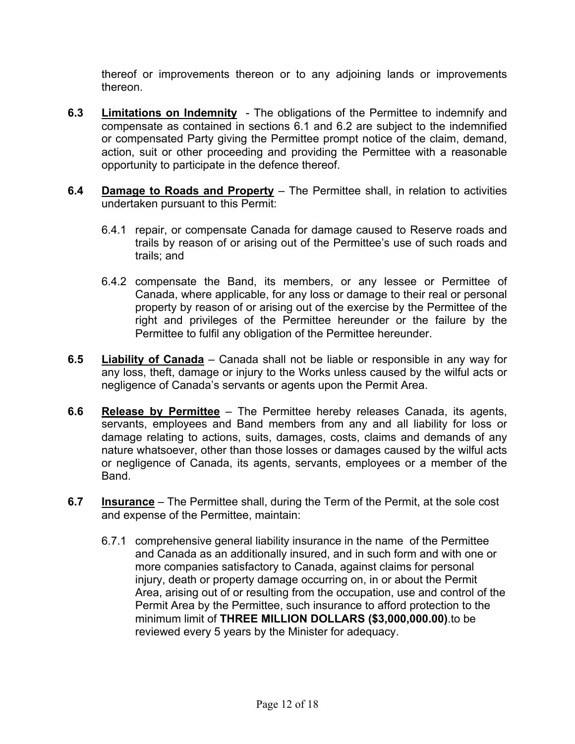thereof or improvements thereon or to any adjoining lands or improvements thereon.

**6.3** **Limitations on Indemnity** - The obligations of the Permittee to indemnify and compensate as contained in sections 6.1 and 6.2 are subject to the indemnified or compensated Party giving the Permittee prompt notice of the claim, demand, action, suit or other proceeding and providing the Permittee with a reasonable opportunity to participate in the defence thereof.

**6.4** **Damage to Roads and Property** – The Permittee shall, in relation to activities undertaken pursuant to this Permit:

6.4.1 repair, or compensate Canada for damage caused to Reserve roads and trails by reason of or arising out of the Permittee's use of such roads and trails; and

6.4.2 compensate the Band, its members, or any lessee or Permittee of Canada, where applicable, for any loss or damage to their real or personal property by reason of or arising out of the exercise by the Permittee of the right and privileges of the Permittee hereunder or the failure by the Permittee to fulfil any obligation of the Permittee hereunder.

**6.5** **Liability of Canada** – Canada shall not be liable or responsible in any way for any loss, theft, damage or injury to the Works unless caused by the wilful acts or negligence of Canada's servants or agents upon the Permit Area.

**6.6** **Release by Permittee** – The Permittee hereby releases Canada, its agents, servants, employees and Band members from any and all liability for loss or damage relating to actions, suits, damages, costs, claims and demands of any nature whatsoever, other than those losses or damages caused by the wilful acts or negligence of Canada, its agents, servants, employees or a member of the Band.

**6.7** **Insurance** – The Permittee shall, during the Term of the Permit, at the sole cost and expense of the Permittee, maintain:

6.7.1 comprehensive general liability insurance in the name of the Permittee and Canada as an additionally insured, and in such form and with one or more companies satisfactory to Canada, against claims for personal injury, death or property damage occurring on, in or about the Permit Area, arising out of or resulting from the occupation, use and control of the Permit Area by the Permittee, such insurance to afford protection to the minimum limit of **THREE MILLION DOLLARS ($3,000,000.00)**.to be reviewed every 5 years by the Minister for adequacy.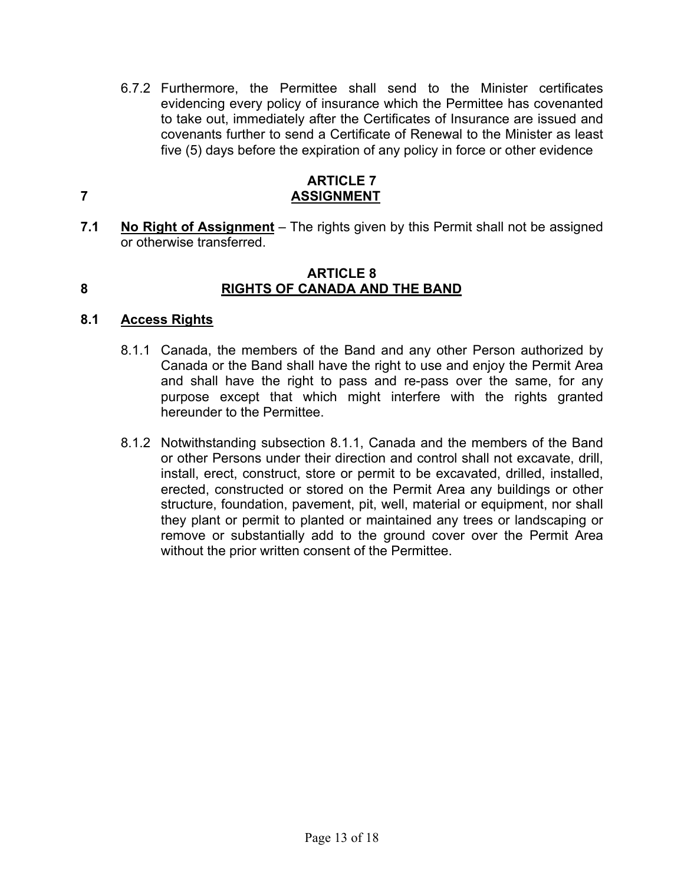6.7.2 Furthermore, the Permittee shall send to the Minister certificates evidencing every policy of insurance which the Permittee has covenanted to take out, immediately after the Certificates of Insurance are issued and covenants further to send a Certificate of Renewal to the Minister as least five (5) days before the expiration of any policy in force or other evidence

## 7 ARTICLE 7 <u>ASSIGNMENT</u>

**7.1** **<u>No Right of Assignment</u>** – The rights given by this Permit shall not be assigned or otherwise transferred.

## 8 ARTICLE 8 <u>RIGHTS OF CANADA AND THE BAND</u>

**8.1** **<u>Access Rights</u>**

8.1.1 Canada, the members of the Band and any other Person authorized by Canada or the Band shall have the right to use and enjoy the Permit Area and shall have the right to pass and re-pass over the same, for any purpose except that which might interfere with the rights granted hereunder to the Permittee.

8.1.2 Notwithstanding subsection 8.1.1, Canada and the members of the Band or other Persons under their direction and control shall not excavate, drill, install, erect, construct, store or permit to be excavated, drilled, installed, erected, constructed or stored on the Permit Area any buildings or other structure, foundation, pavement, pit, well, material or equipment, nor shall they plant or permit to planted or maintained any trees or landscaping or remove or substantially add to the ground cover over the Permit Area without the prior written consent of the Permittee.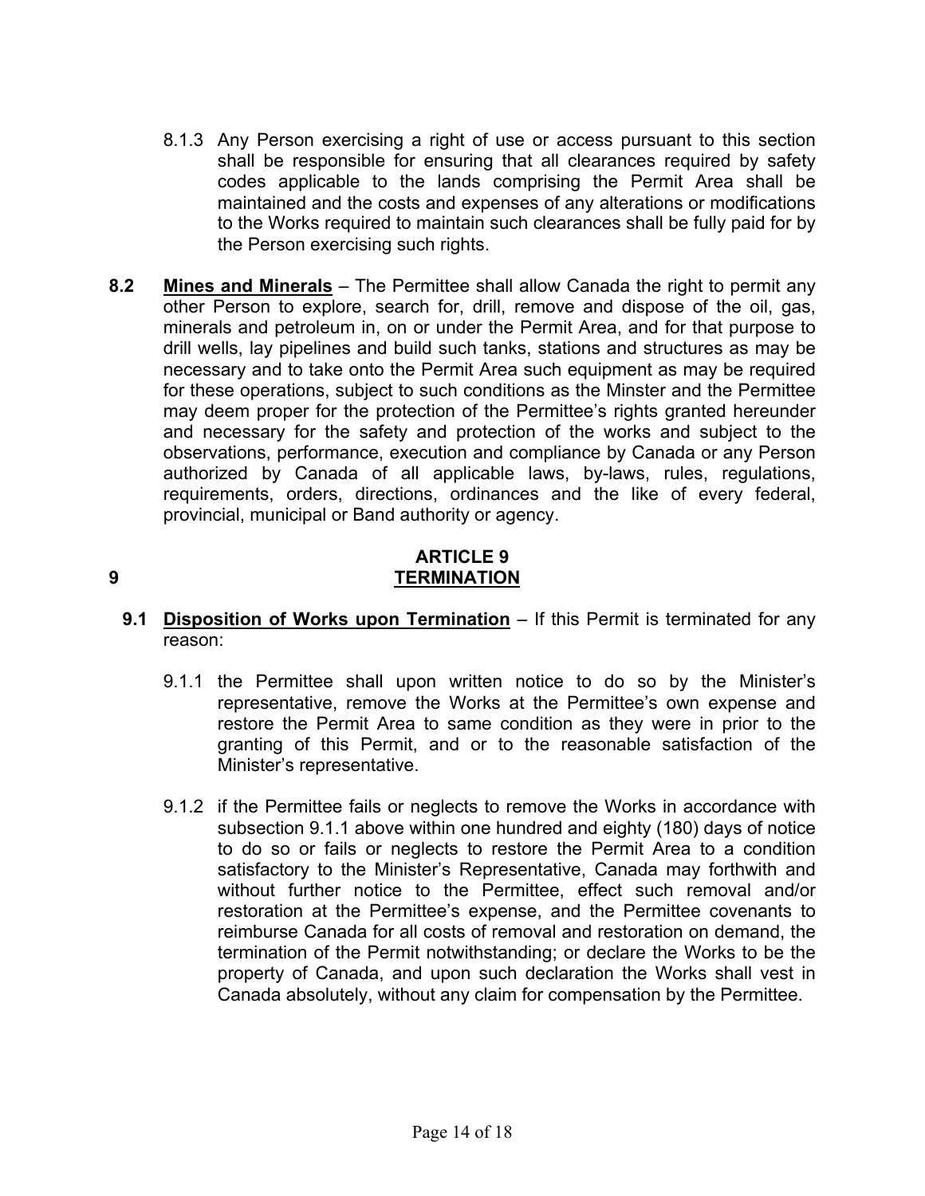8.1.3 Any Person exercising a right of use or access pursuant to this section shall be responsible for ensuring that all clearances required by safety codes applicable to the lands comprising the Permit Area shall be maintained and the costs and expenses of any alterations or modifications to the Works required to maintain such clearances shall be fully paid for by the Person exercising such rights.

**8.2** **Mines and Minerals** – The Permittee shall allow Canada the right to permit any other Person to explore, search for, drill, remove and dispose of the oil, gas, minerals and petroleum in, on or under the Permit Area, and for that purpose to drill wells, lay pipelines and build such tanks, stations and structures as may be necessary and to take onto the Permit Area such equipment as may be required for these operations, subject to such conditions as the Minster and the Permittee may deem proper for the protection of the Permittee's rights granted hereunder and necessary for the safety and protection of the works and subject to the observations, performance, execution and compliance by Canada or any Person authorized by Canada of all applicable laws, by-laws, rules, regulations, requirements, orders, directions, ordinances and the like of every federal, provincial, municipal or Band authority or agency.

## 9 ARTICLE 9 TERMINATION

**9.1** **Disposition of Works upon Termination** – If this Permit is terminated for any reason:

9.1.1 the Permittee shall upon written notice to do so by the Minister's representative, remove the Works at the Permittee's own expense and restore the Permit Area to same condition as they were in prior to the granting of this Permit, and or to the reasonable satisfaction of the Minister's representative.

9.1.2 if the Permittee fails or neglects to remove the Works in accordance with subsection 9.1.1 above within one hundred and eighty (180) days of notice to do so or fails or neglects to restore the Permit Area to a condition satisfactory to the Minister's Representative, Canada may forthwith and without further notice to the Permittee, effect such removal and/or restoration at the Permittee's expense, and the Permittee covenants to reimburse Canada for all costs of removal and restoration on demand, the termination of the Permit notwithstanding; or declare the Works to be the property of Canada, and upon such declaration the Works shall vest in Canada absolutely, without any claim for compensation by the Permittee.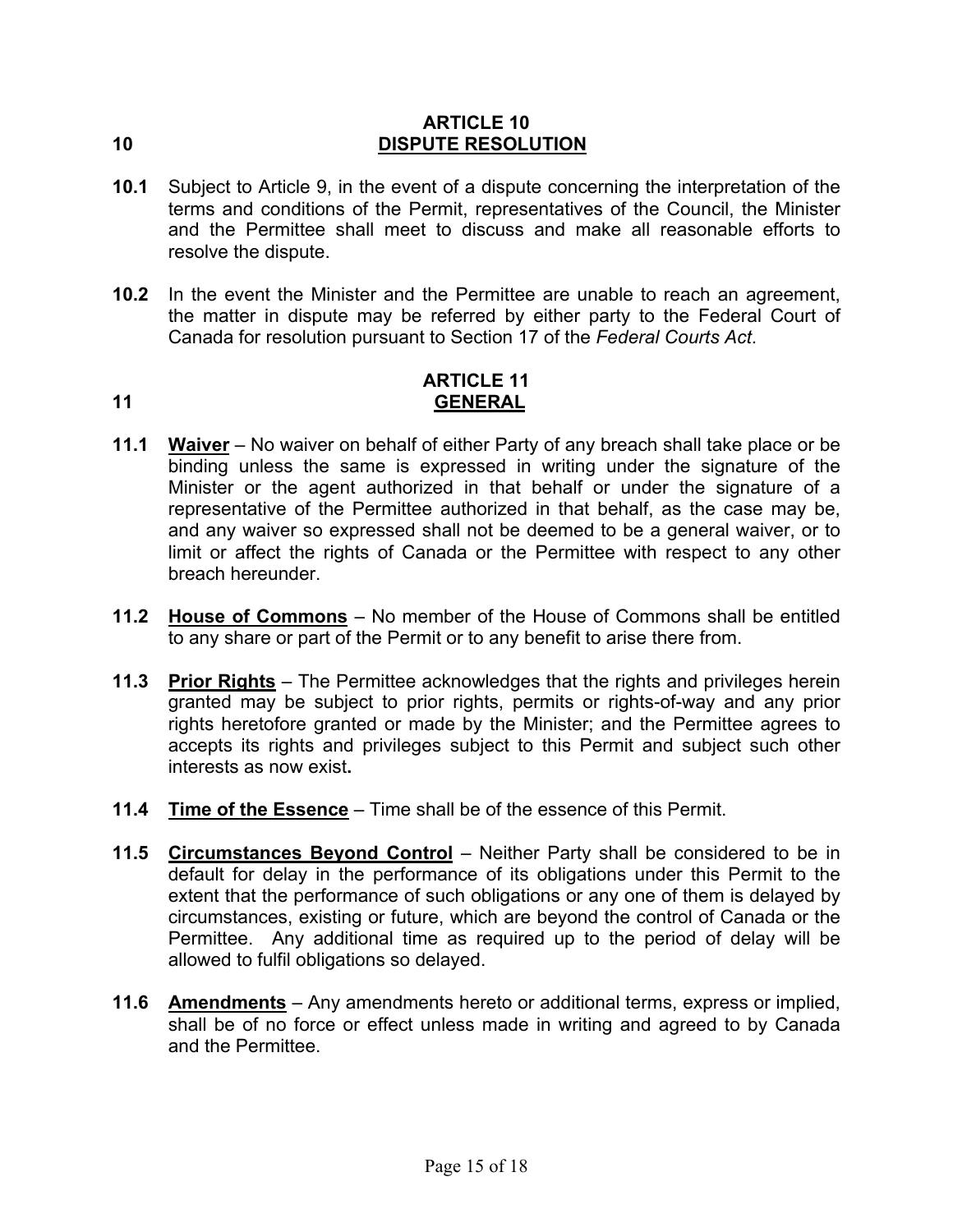## ARTICLE 10
## 10 DISPUTE RESOLUTION

**10.1** Subject to Article 9, in the event of a dispute concerning the interpretation of the terms and conditions of the Permit, representatives of the Council, the Minister and the Permittee shall meet to discuss and make all reasonable efforts to resolve the dispute.

**10.2** In the event the Minister and the Permittee are unable to reach an agreement, the matter in dispute may be referred by either party to the Federal Court of Canada for resolution pursuant to Section 17 of the *Federal Courts Act*.

## ARTICLE 11
## 11 GENERAL

**11.1** **Waiver** – No waiver on behalf of either Party of any breach shall take place or be binding unless the same is expressed in writing under the signature of the Minister or the agent authorized in that behalf or under the signature of a representative of the Permittee authorized in that behalf, as the case may be, and any waiver so expressed shall not be deemed to be a general waiver, or to limit or affect the rights of Canada or the Permittee with respect to any other breach hereunder.

**11.2** **House of Commons** – No member of the House of Commons shall be entitled to any share or part of the Permit or to any benefit to arise there from.

**11.3** **Prior Rights** – The Permittee acknowledges that the rights and privileges herein granted may be subject to prior rights, permits or rights-of-way and any prior rights heretofore granted or made by the Minister; and the Permittee agrees to accepts its rights and privileges subject to this Permit and subject such other interests as now exist**.**

**11.4** **Time of the Essence** – Time shall be of the essence of this Permit.

**11.5** **Circumstances Beyond Control** – Neither Party shall be considered to be in default for delay in the performance of its obligations under this Permit to the extent that the performance of such obligations or any one of them is delayed by circumstances, existing or future, which are beyond the control of Canada or the Permittee. Any additional time as required up to the period of delay will be allowed to fulfil obligations so delayed.

**11.6** **Amendments** – Any amendments hereto or additional terms, express or implied, shall be of no force or effect unless made in writing and agreed to by Canada and the Permittee.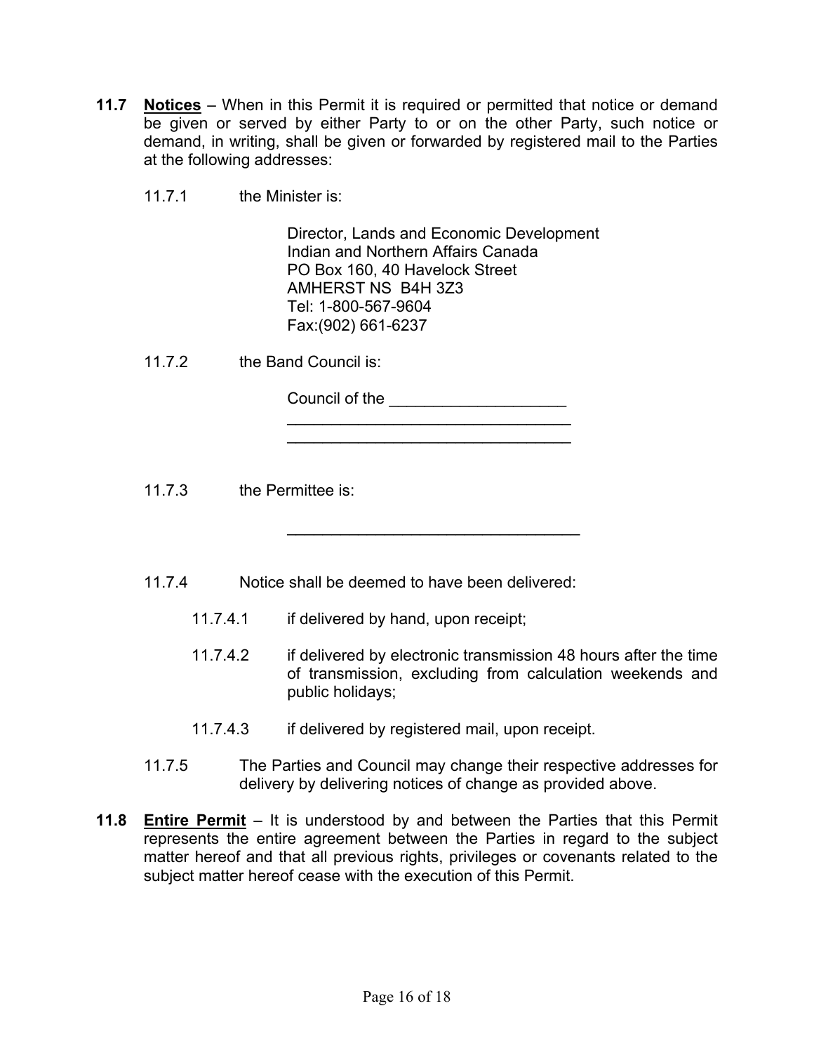**11.7** **<u>Notices</u>** – When in this Permit it is required or permitted that notice or demand be given or served by either Party to or on the other Party, such notice or demand, in writing, shall be given or forwarded by registered mail to the Parties at the following addresses:

11.7.1 the Minister is:

Director, Lands and Economic Development
Indian and Northern Affairs Canada
PO Box 160, 40 Havelock Street
AMHERST NS B4H 3Z3
Tel: 1-800-567-9604
Fax:(902) 661-6237

11.7.2 the Band Council is:

Council of the ____________________
________________________________
________________________________

11.7.3 the Permittee is:

________________________________

11.7.4 Notice shall be deemed to have been delivered:

11.7.4.1 if delivered by hand, upon receipt;

11.7.4.2 if delivered by electronic transmission 48 hours after the time of transmission, excluding from calculation weekends and public holidays;

11.7.4.3 if delivered by registered mail, upon receipt.

11.7.5 The Parties and Council may change their respective addresses for delivery by delivering notices of change as provided above.

**11.8** **<u>Entire Permit</u>** – It is understood by and between the Parties that this Permit represents the entire agreement between the Parties in regard to the subject matter hereof and that all previous rights, privileges or covenants related to the subject matter hereof cease with the execution of this Permit.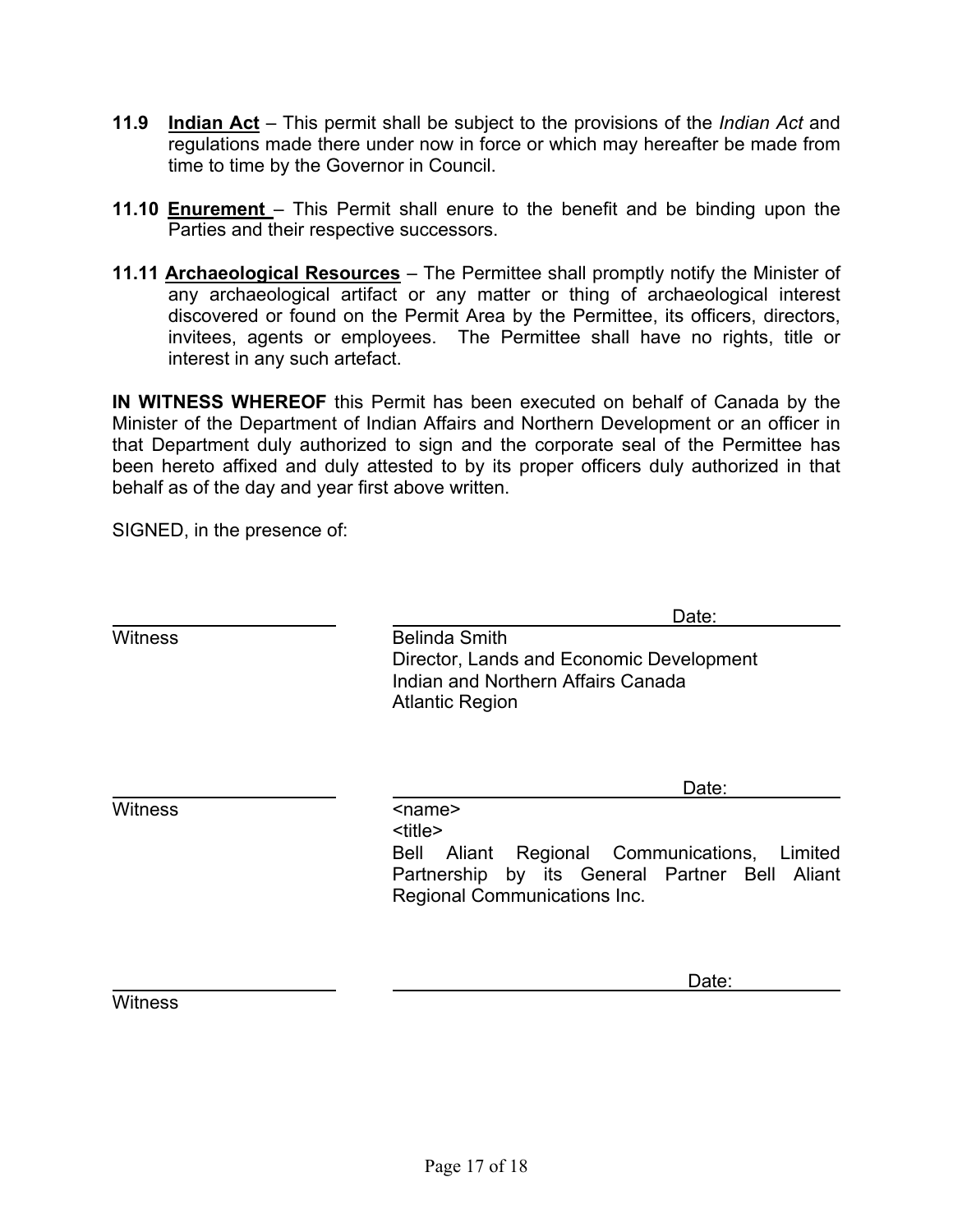**11.9** **Indian Act** – This permit shall be subject to the provisions of the *Indian Act* and regulations made there under now in force or which may hereafter be made from time to time by the Governor in Council.

**11.10** **Enurement** – This Permit shall enure to the benefit and be binding upon the Parties and their respective successors.

**11.11** **Archaeological Resources** – The Permittee shall promptly notify the Minister of any archaeological artifact or any matter or thing of archaeological interest discovered or found on the Permit Area by the Permittee, its officers, directors, invitees, agents or employees. The Permittee shall have no rights, title or interest in any such artefact.

**IN WITNESS WHEREOF** this Permit has been executed on behalf of Canada by the Minister of the Department of Indian Affairs and Northern Development or an officer in that Department duly authorized to sign and the corporate seal of the Permittee has been hereto affixed and duly attested to by its proper officers duly authorized in that behalf as of the day and year first above written.

SIGNED, in the presence of:

_______________________ _______________________ Date: __________

Witness

Belinda Smith
Director, Lands and Economic Development
Indian and Northern Affairs Canada
Atlantic Region

_______________________ _______________________ Date: __________

Witness

<name>
<title>
Bell Aliant Regional Communications, Limited Partnership by its General Partner Bell Aliant Regional Communications Inc.

_______________________ _______________________ Date: __________

Witness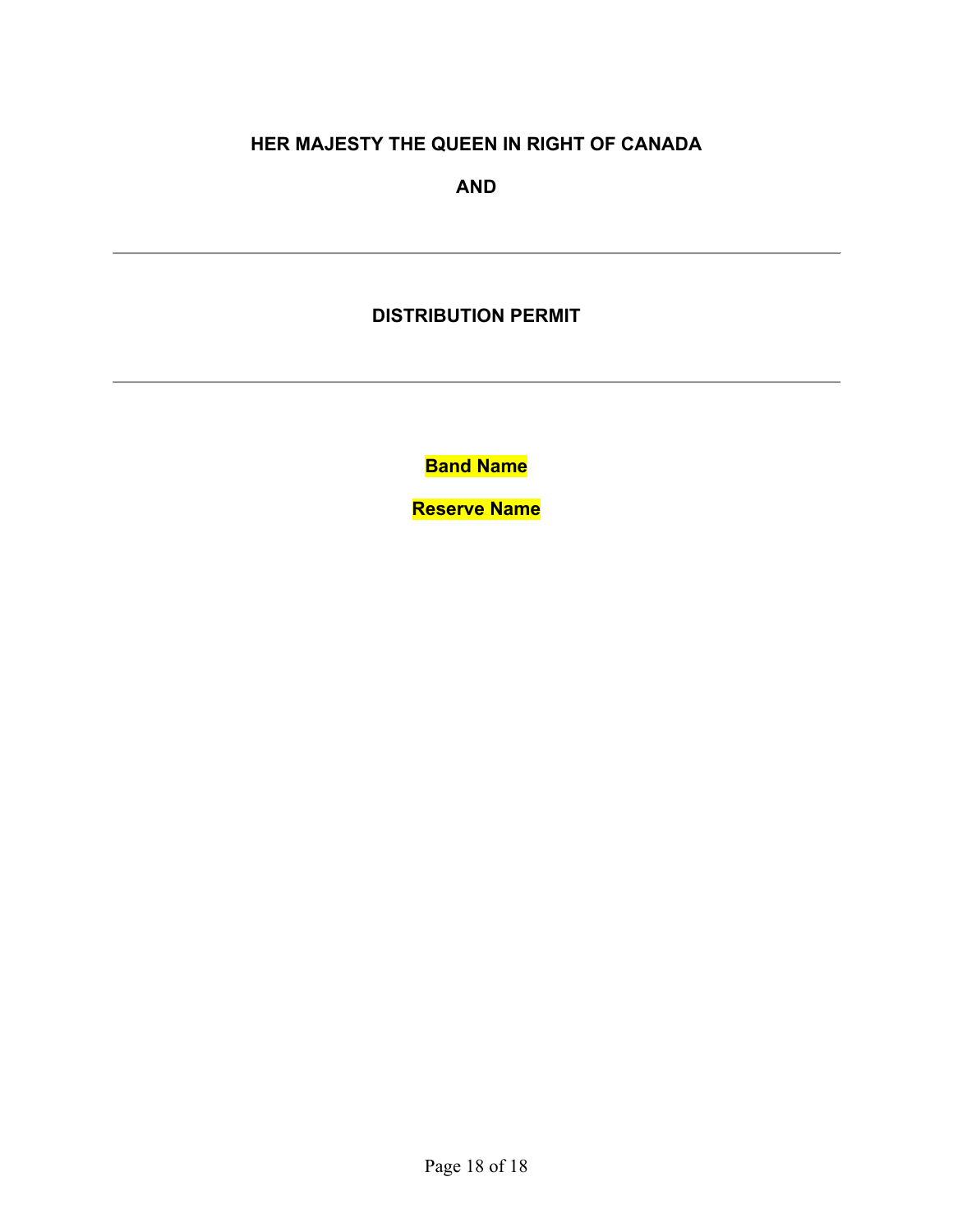**HER MAJESTY THE QUEEN IN RIGHT OF CANADA**

**AND**

---

**DISTRIBUTION PERMIT**

---

**Band Name**

**Reserve Name**